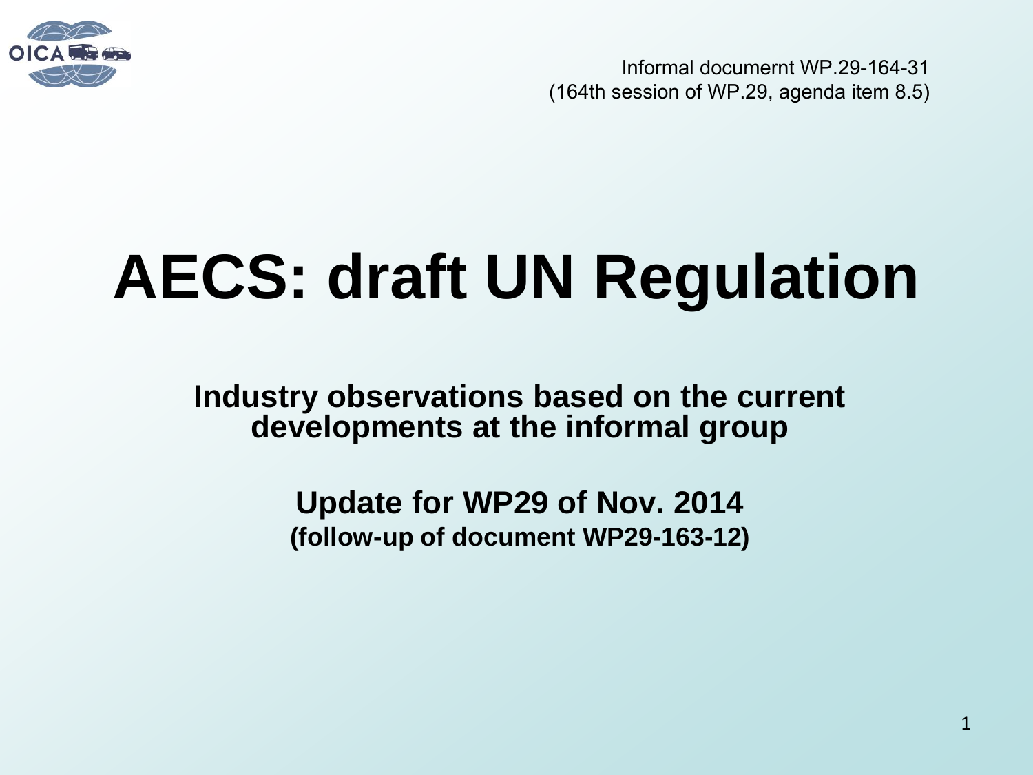Informal documernt WP.29-164-31
(164th session of WP.29, agenda item 8.5)

# AECS: draft UN Regulation

**Industry observations based on the current developments at the informal group**

**Update for WP29 of Nov. 2014**
**(follow-up of document WP29-163-12)**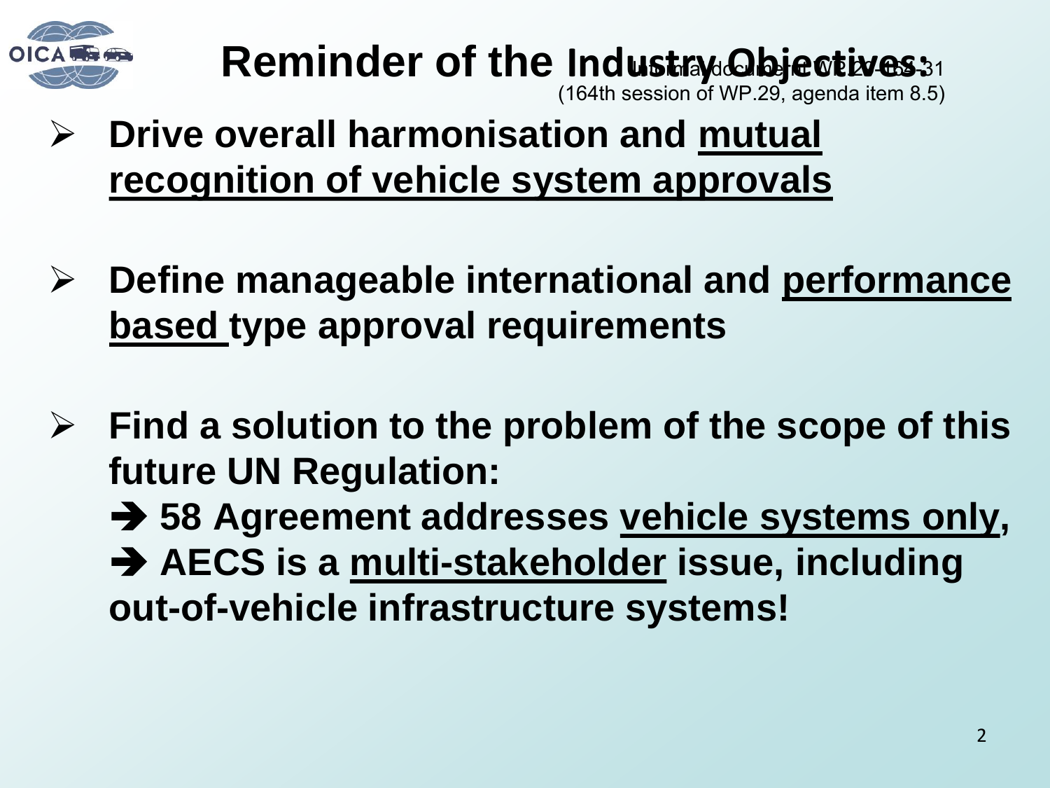Informal document WP.29-164-31
(164th session of WP.29, agenda item 8.5)

# Reminder of the Industry Objectives:

- **Drive overall harmonisation and <u>mutual recognition of vehicle system approvals</u>**

- **Define manageable international and <u>performance based</u> type approval requirements**

- **Find a solution to the problem of the scope of this future UN Regulation:**
  **➔ 58 Agreement addresses <u>vehicle systems only</u>,**
  **➔ AECS is a <u>multi-stakeholder</u> issue, including out-of-vehicle infrastructure systems!**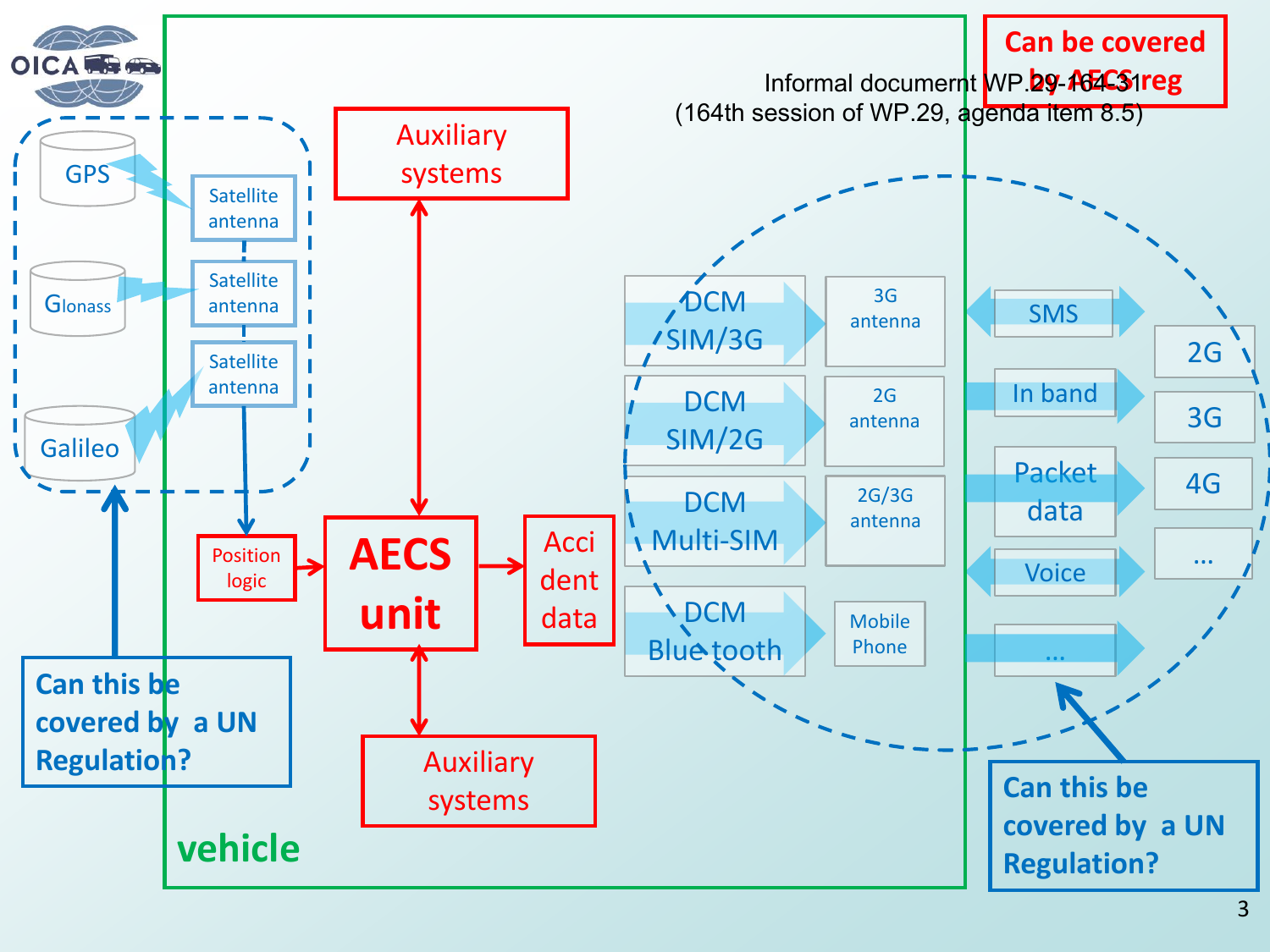Informal document WP.29-164-31
(164th session of WP.29, agenda item 8.5)

**Can be covered by AECS reg**

GPS

Glonass

Galileo

Satellite antenna

Satellite antenna

Satellite antenna

Position logic

Auxiliary systems

**AECS unit**

Accident data

Auxiliary systems

DCM SIM/3G — 3G antenna

DCM SIM/2G — 2G antenna

DCM Multi-SIM — 2G/3G antenna

DCM Blue tooth — Mobile Phone

SMS

In band

Packet data

Voice

...

2G

3G

4G

...

**vehicle**

**Can this be covered by a UN Regulation?**

**Can this be covered by a UN Regulation?**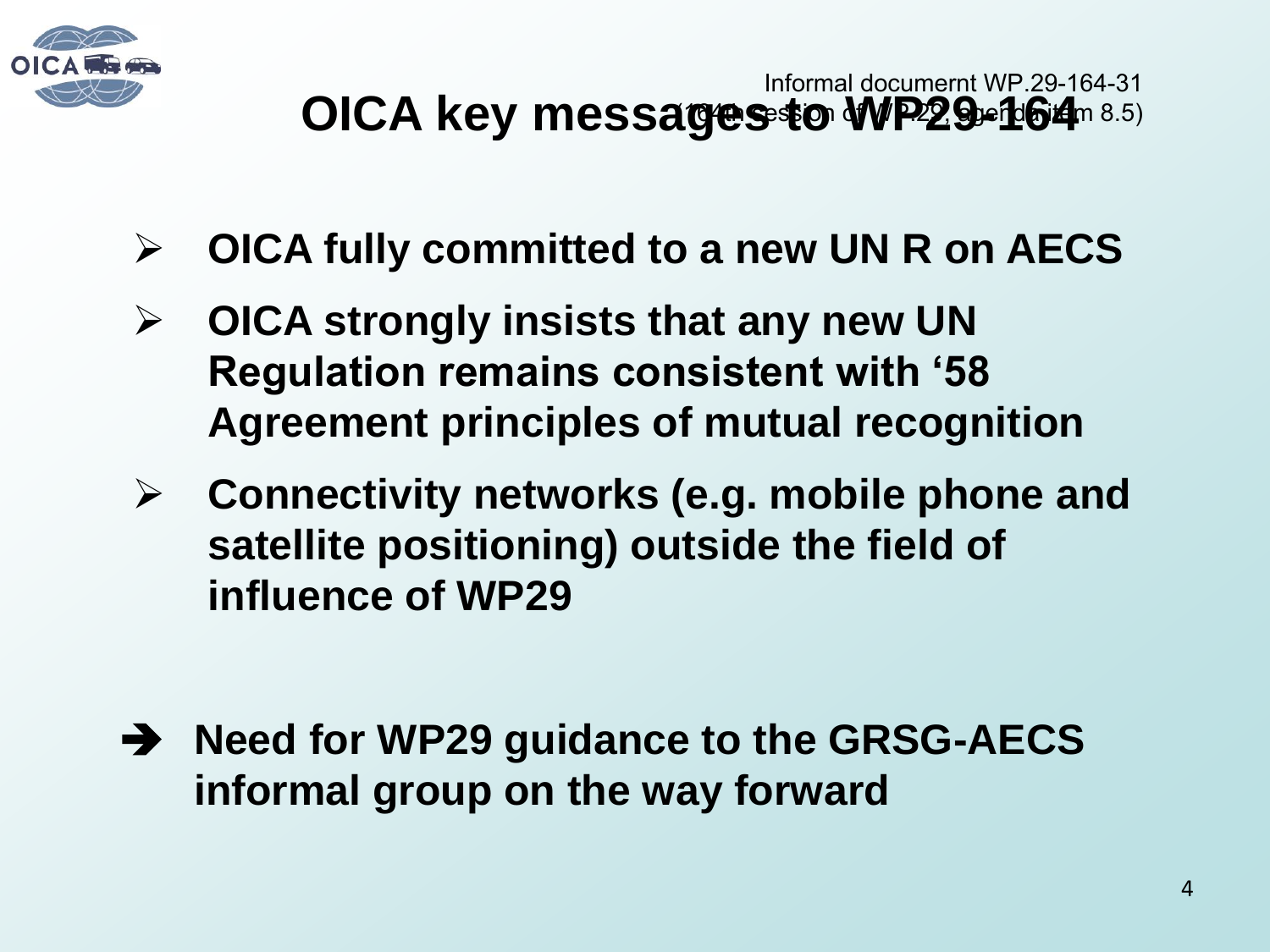Informal documernt WP.29-164-31
(164th session of WP.29, agenda item 8.5)

# OICA key messages to WP29-164

- **OICA fully committed to a new UN R on AECS**
- **OICA strongly insists that any new UN Regulation remains consistent with '58 Agreement principles of mutual recognition**
- **Connectivity networks (e.g. mobile phone and satellite positioning) outside the field of influence of WP29**

➔ **Need for WP29 guidance to the GRSG-AECS informal group on the way forward**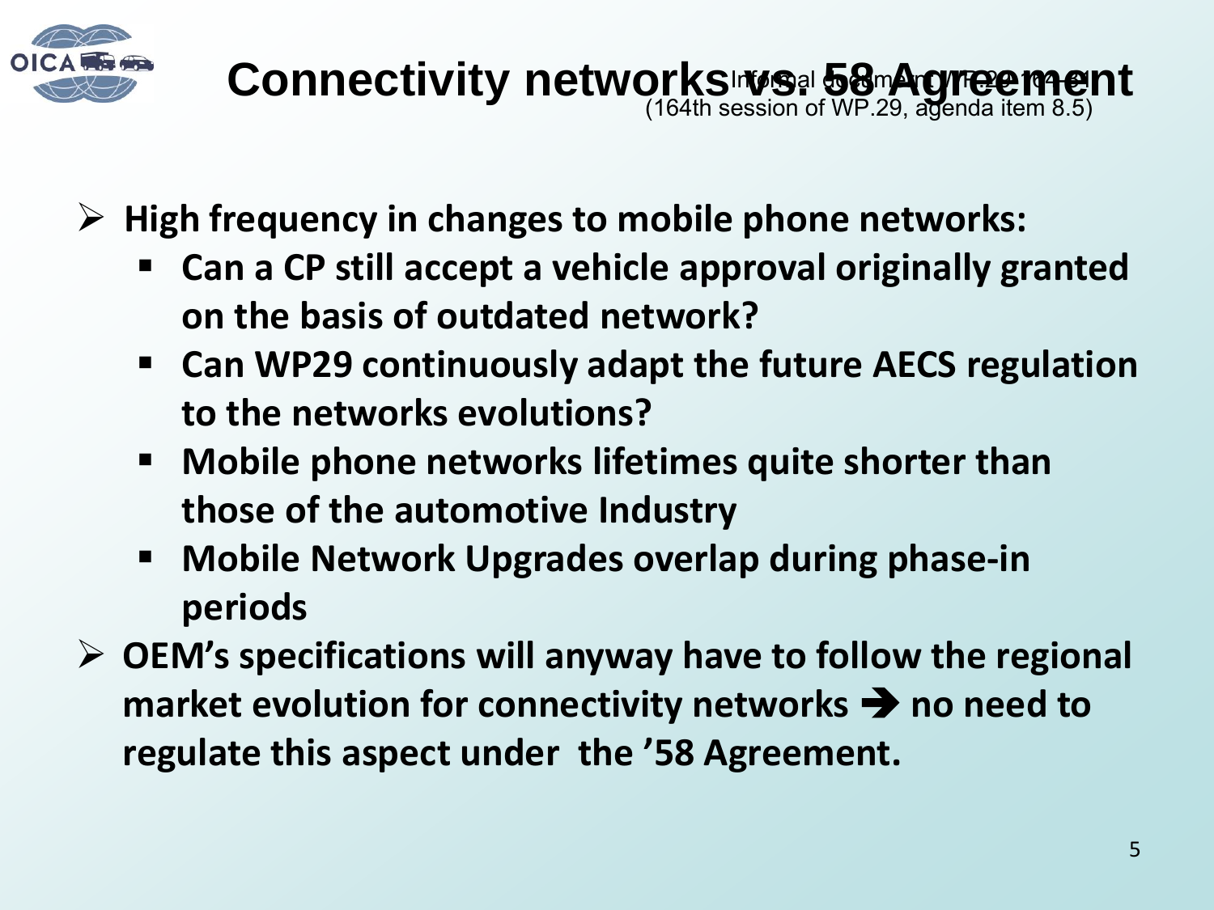# Connectivity networks vs. 58 Agreement

Informal document WP.29-164-31
(164th session of WP.29, agenda item 8.5)

- **High frequency in changes to mobile phone networks:**
  - **Can a CP still accept a vehicle approval originally granted on the basis of outdated network?**
  - **Can WP29 continuously adapt the future AECS regulation to the networks evolutions?**
  - **Mobile phone networks lifetimes quite shorter than those of the automotive Industry**
  - **Mobile Network Upgrades overlap during phase-in periods**
- **OEM's specifications will anyway have to follow the regional market evolution for connectivity networks ➔ no need to regulate this aspect under the '58 Agreement.**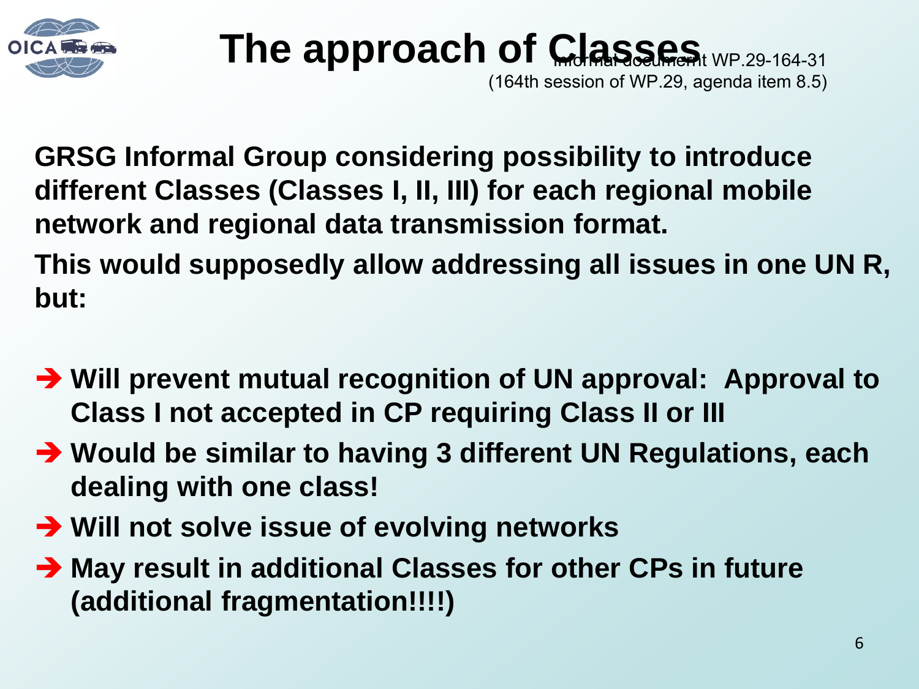# The approach of Classes

Informal document WP.29-164-31
(164th session of WP.29, agenda item 8.5)

**GRSG Informal Group considering possibility to introduce different Classes (Classes I, II, III) for each regional mobile network and regional data transmission format.**

**This would supposedly allow addressing all issues in one UN R, but:**

- ➔ **Will prevent mutual recognition of UN approval: Approval to Class I not accepted in CP requiring Class II or III**
- ➔ **Would be similar to having 3 different UN Regulations, each dealing with one class!**
- ➔ **Will not solve issue of evolving networks**
- ➔ **May result in additional Classes for other CPs in future (additional fragmentation!!!!)**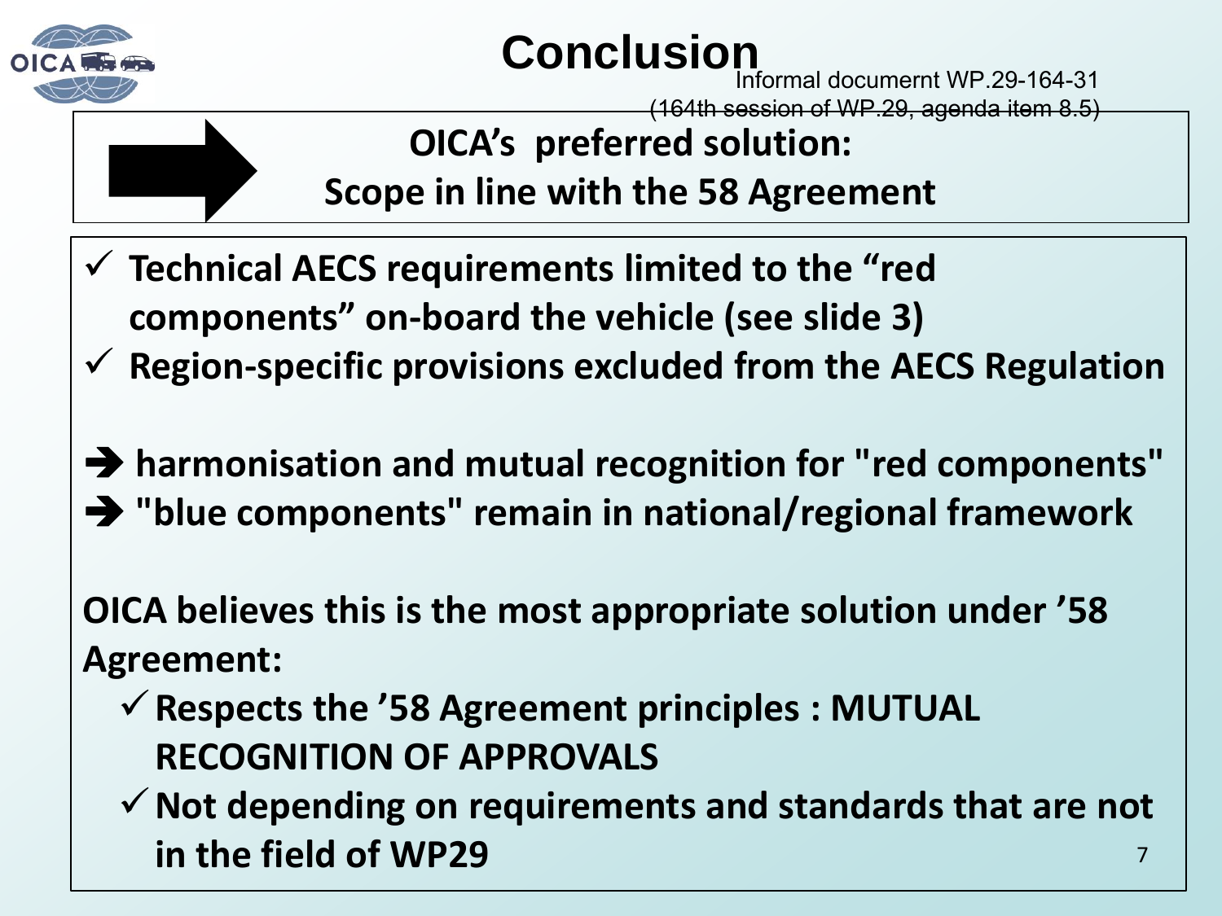# Conclusion

Informal documernt WP.29-164-31
(164th session of WP.29, agenda item 8.5)

**OICA's preferred solution:**
**Scope in line with the 58 Agreement**

- ✓ **Technical AECS requirements limited to the "red components" on-board the vehicle (see slide 3)**
- ✓ **Region-specific provisions excluded from the AECS Regulation**

➔ **harmonisation and mutual recognition for "red components"**
➔ **"blue components" remain in national/regional framework**

**OICA believes this is the most appropriate solution under '58 Agreement:**

- ✓ **Respects the '58 Agreement principles : MUTUAL RECOGNITION OF APPROVALS**
- ✓ **Not depending on requirements and standards that are not in the field of WP29**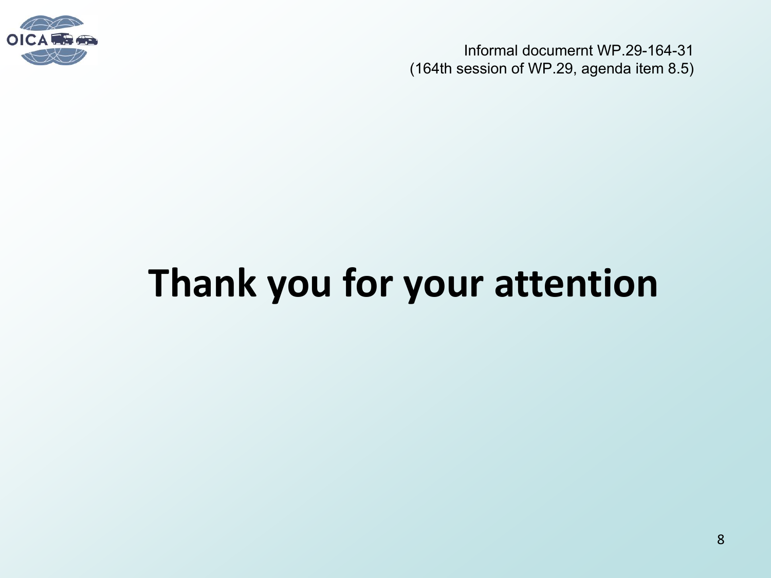Informal documernt WP.29-164-31
(164th session of WP.29, agenda item 8.5)

# Thank you for your attention